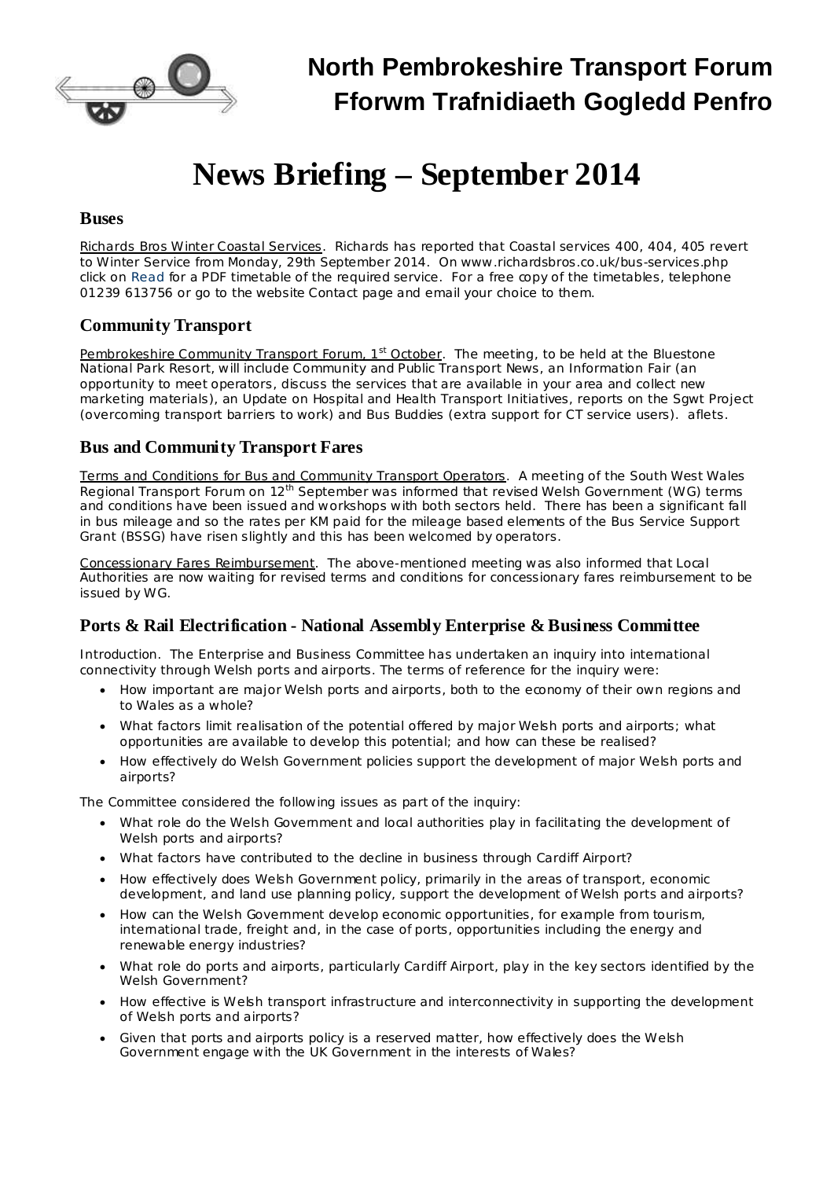# North Pembrokeshire Transport Forum
# Fforwm Trafnidiaeth Gogledd Penfro

# News Briefing – September 2014

## Buses

Richards Bros Winter Coastal Services. Richards has reported that Coastal services 400, 404, 405 revert to Winter Service from Monday, 29th September 2014. On www.richardsbros.co.uk/bus-services.php click on Read for a PDF timetable of the required service. For a free copy of the timetables, telephone 01239 613756 or go to the website Contact page and email your choice to them.

## Community Transport

Pembrokeshire Community Transport Forum, 1st October. The meeting, to be held at the Bluestone National Park Resort, will include Community and Public Transport News, an Information Fair (an opportunity to meet operators, discuss the services that are available in your area and collect new marketing materials), an Update on Hospital and Health Transport Initiatives, reports on the Sgwt Project (overcoming transport barriers to work) and Bus Buddies (extra support for CT service users). aflets.

## Bus and Community Transport Fares

Terms and Conditions for Bus and Community Transport Operators. A meeting of the South West Wales Regional Transport Forum on 12th September was informed that revised Welsh Government (WG) terms and conditions have been issued and workshops with both sectors held. There has been a significant fall in bus mileage and so the rates per KM paid for the mileage based elements of the Bus Service Support Grant (BSSG) have risen slightly and this has been welcomed by operators.

Concessionary Fares Reimbursement. The above-mentioned meeting was also informed that Local Authorities are now waiting for revised terms and conditions for concessionary fares reimbursement to be issued by WG.

## Ports & Rail Electrification - National Assembly Enterprise & Business Committee

Introduction. The Enterprise and Business Committee has undertaken an inquiry into international connectivity through Welsh ports and airports. The terms of reference for the inquiry were:

- How important are major Welsh ports and airports, both to the economy of their own regions and to Wales as a whole?
- What factors limit realisation of the potential offered by major Welsh ports and airports; what opportunities are available to develop this potential; and how can these be realised?
- How effectively do Welsh Government policies support the development of major Welsh ports and airports?

The Committee considered the following issues as part of the inquiry:

- What role do the Welsh Government and local authorities play in facilitating the development of Welsh ports and airports?
- What factors have contributed to the decline in business through Cardiff Airport?
- How effectively does Welsh Government policy, primarily in the areas of transport, economic development, and land use planning policy, support the development of Welsh ports and airports?
- How can the Welsh Government develop economic opportunities, for example from tourism, international trade, freight and, in the case of ports, opportunities including the energy and renewable energy industries?
- What role do ports and airports, particularly Cardiff Airport, play in the key sectors identified by the Welsh Government?
- How effective is Welsh transport infrastructure and interconnectivity in supporting the development of Welsh ports and airports?
- Given that ports and airports policy is a reserved matter, how effectively does the Welsh Government engage with the UK Government in the interests of Wales?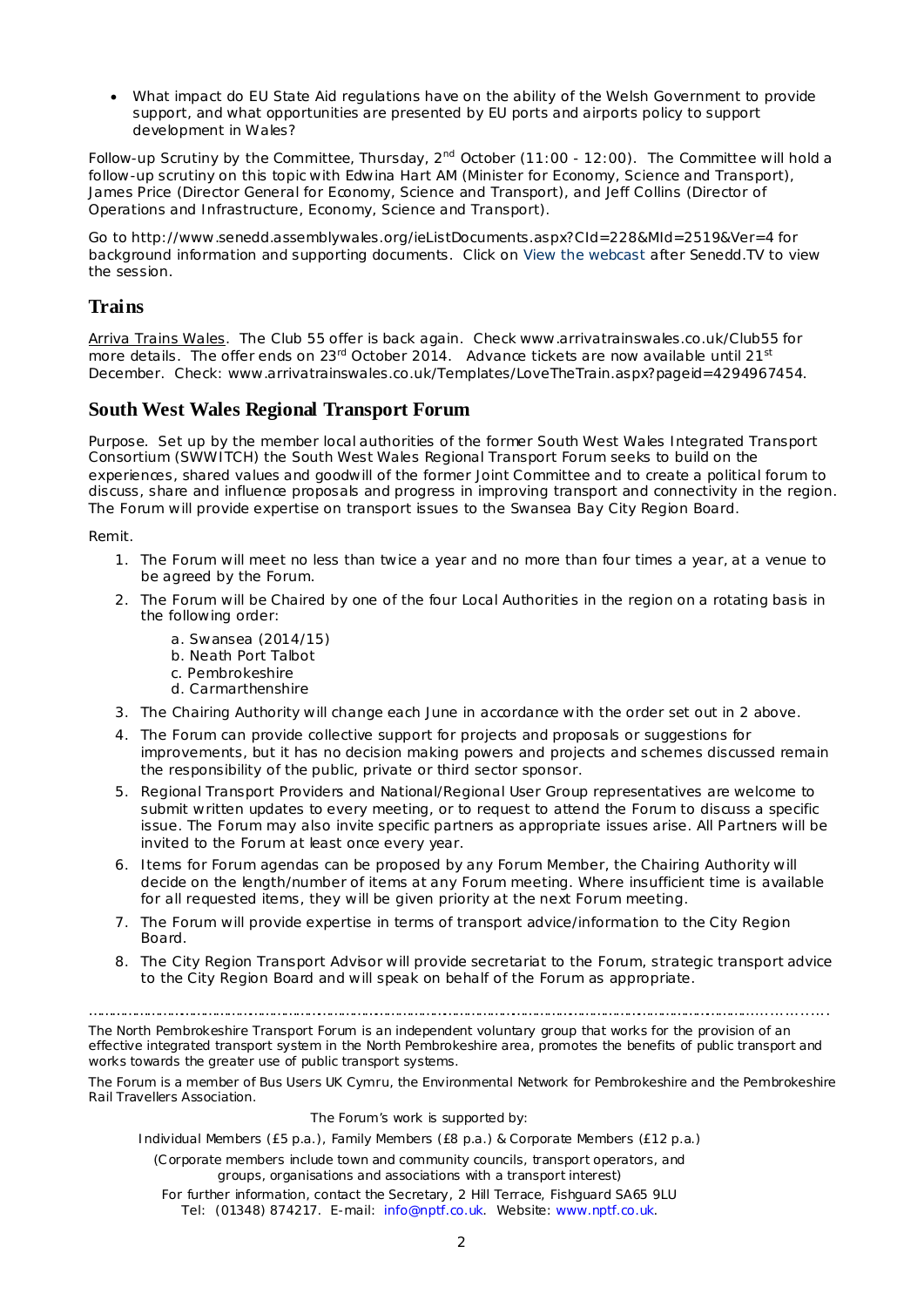- What impact do EU State Aid regulations have on the ability of the Welsh Government to provide support, and what opportunities are presented by EU ports and airports policy to support development in Wales?

Follow-up Scrutiny by the Committee, Thursday, 2nd October (11:00 - 12:00). The Committee will hold a follow-up scrutiny on this topic with Edwina Hart AM (Minister for Economy, Science and Transport), James Price (Director General for Economy, Science and Transport), and Jeff Collins (Director of Operations and Infrastructure, Economy, Science and Transport).

Go to http://www.senedd.assemblywales.org/ieListDocuments.aspx?CId=228&MId=2519&Ver=4 for background information and supporting documents. Click on View the webcast after Senedd.TV to view the session.

## Trains

Arriva Trains Wales. The Club 55 offer is back again. Check www.arrivatrainswales.co.uk/Club55 for more details. The offer ends on 23rd October 2014. Advance tickets are now available until 21st December. Check: www.arrivatrainswales.co.uk/Templates/LoveTheTrain.aspx?pageid=4294967454.

## South West Wales Regional Transport Forum

Purpose. Set up by the member local authorities of the former South West Wales Integrated Transport Consortium (SWWITCH) the South West Wales Regional Transport Forum seeks to build on the experiences, shared values and goodwill of the former Joint Committee and to create a political forum to discuss, share and influence proposals and progress in improving transport and connectivity in the region. The Forum will provide expertise on transport issues to the Swansea Bay City Region Board.

Remit.

1. The Forum will meet no less than twice a year and no more than four times a year, at a venue to be agreed by the Forum.
2. The Forum will be Chaired by one of the four Local Authorities in the region on a rotating basis in the following order:
   a. Swansea (2014/15)
   b. Neath Port Talbot
   c. Pembrokeshire
   d. Carmarthenshire
3. The Chairing Authority will change each June in accordance with the order set out in 2 above.
4. The Forum can provide collective support for projects and proposals or suggestions for improvements, but it has no decision making powers and projects and schemes discussed remain the responsibility of the public, private or third sector sponsor.
5. Regional Transport Providers and National/Regional User Group representatives are welcome to submit written updates to every meeting, or to request to attend the Forum to discuss a specific issue. The Forum may also invite specific partners as appropriate issues arise. All Partners will be invited to the Forum at least once every year.
6. Items for Forum agendas can be proposed by any Forum Member, the Chairing Authority will decide on the length/number of items at any Forum meeting. Where insufficient time is available for all requested items, they will be given priority at the next Forum meeting.
7. The Forum will provide expertise in terms of transport advice/information to the City Region Board.
8. The City Region Transport Advisor will provide secretariat to the Forum, strategic transport advice to the City Region Board and will speak on behalf of the Forum as appropriate.

---

*The North Pembrokeshire Transport Forum is an independent voluntary group that works for the provision of an effective integrated transport system in the North Pembrokeshire area, promotes the benefits of public transport and works towards the greater use of public transport systems.*

*The Forum is a member of Bus Users UK Cymru, the Environmental Network for Pembrokeshire and the Pembrokeshire Rail Travellers Association.*

*The Forum's work is supported by:*

*Individual Members (£5 p.a.), Family Members (£8 p.a.) & Corporate Members (£12 p.a.)*

*(Corporate members include town and community councils, transport operators, and groups, organisations and associations with a transport interest)*

*For further information, contact the Secretary, 2 Hill Terrace, Fishguard SA65 9LU*
*Tel: (01348) 874217. E-mail: info@nptf.co.uk. Website: www.nptf.co.uk.*